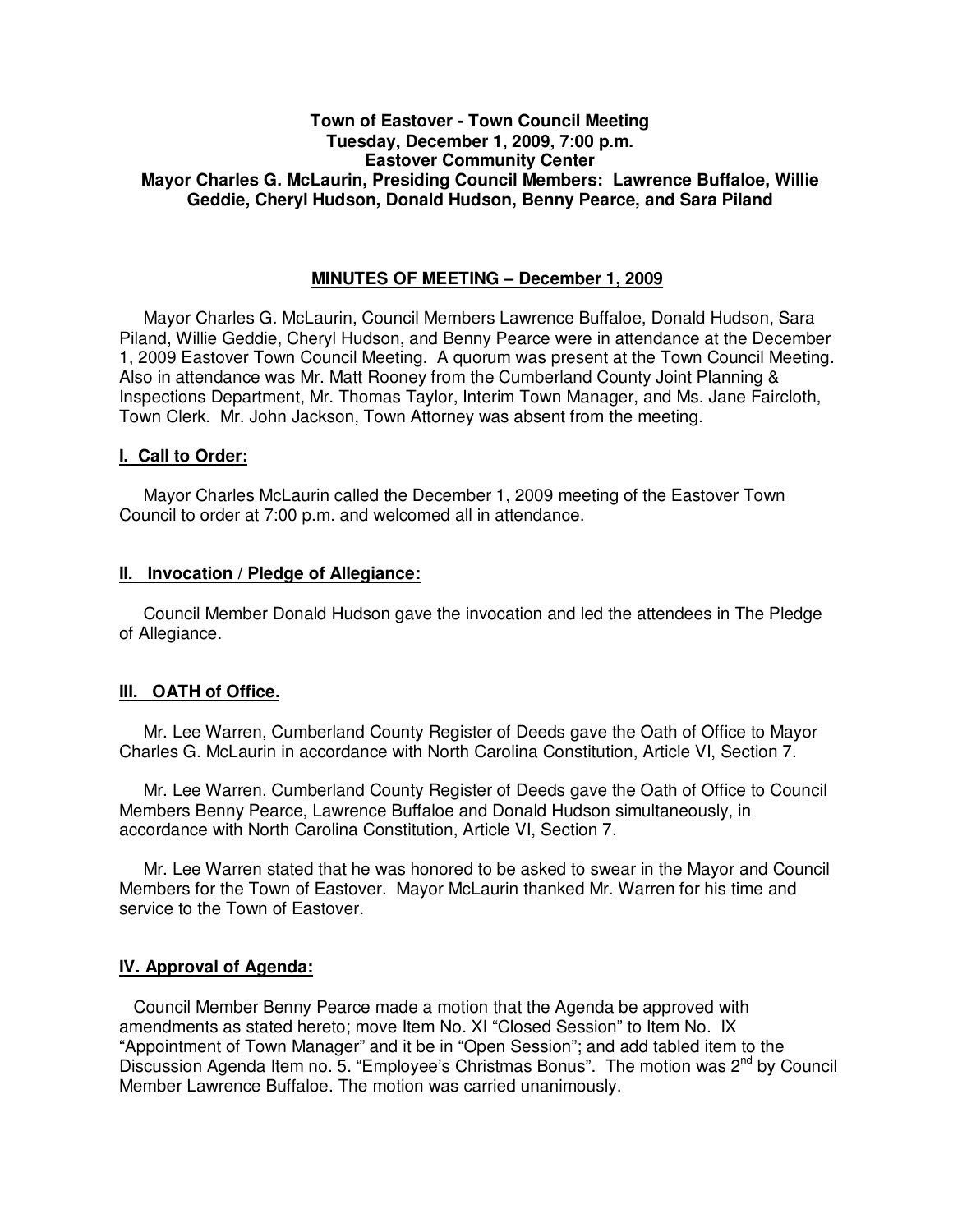**Town of Eastover - Town Council Meeting**
**Tuesday, December 1, 2009, 7:00 p.m.**
**Eastover Community Center**
**Mayor Charles G. McLaurin, Presiding Council Members: Lawrence Buffaloe, Willie Geddie, Cheryl Hudson, Donald Hudson, Benny Pearce, and Sara Piland**

## MINUTES OF MEETING – December 1, 2009

Mayor Charles G. McLaurin, Council Members Lawrence Buffaloe, Donald Hudson, Sara Piland, Willie Geddie, Cheryl Hudson, and Benny Pearce were in attendance at the December 1, 2009 Eastover Town Council Meeting. A quorum was present at the Town Council Meeting. Also in attendance was Mr. Matt Rooney from the Cumberland County Joint Planning & Inspections Department, Mr. Thomas Taylor, Interim Town Manager, and Ms. Jane Faircloth, Town Clerk. Mr. John Jackson, Town Attorney was absent from the meeting.

### I. Call to Order:

Mayor Charles McLaurin called the December 1, 2009 meeting of the Eastover Town Council to order at 7:00 p.m. and welcomed all in attendance.

### II. Invocation / Pledge of Allegiance:

Council Member Donald Hudson gave the invocation and led the attendees in The Pledge of Allegiance.

### III. OATH of Office.

Mr. Lee Warren, Cumberland County Register of Deeds gave the Oath of Office to Mayor Charles G. McLaurin in accordance with North Carolina Constitution, Article VI, Section 7.

Mr. Lee Warren, Cumberland County Register of Deeds gave the Oath of Office to Council Members Benny Pearce, Lawrence Buffaloe and Donald Hudson simultaneously, in accordance with North Carolina Constitution, Article VI, Section 7.

Mr. Lee Warren stated that he was honored to be asked to swear in the Mayor and Council Members for the Town of Eastover. Mayor McLaurin thanked Mr. Warren for his time and service to the Town of Eastover.

### IV. Approval of Agenda:

Council Member Benny Pearce made a motion that the Agenda be approved with amendments as stated hereto; move Item No. XI "Closed Session" to Item No. IX "Appointment of Town Manager" and it be in "Open Session"; and add tabled item to the Discussion Agenda Item no. 5. "Employee's Christmas Bonus". The motion was 2[nd] by Council Member Lawrence Buffaloe. The motion was carried unanimously.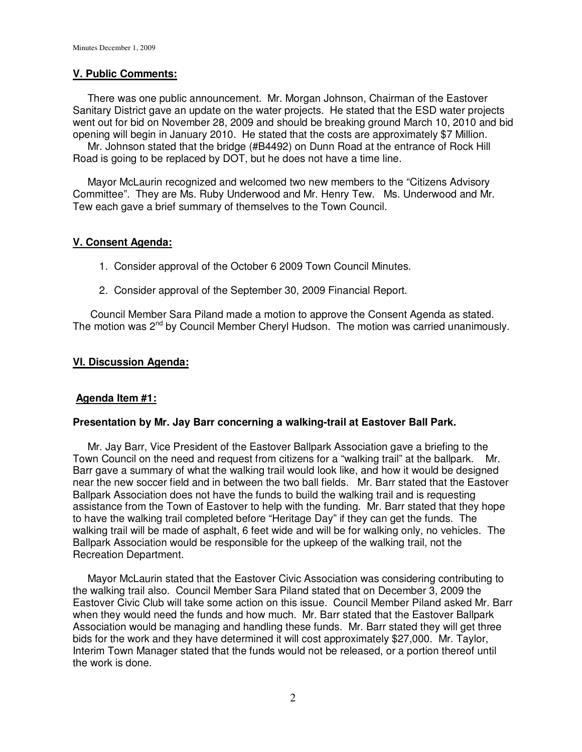## V. Public Comments:

There was one public announcement. Mr. Morgan Johnson, Chairman of the Eastover Sanitary District gave an update on the water projects. He stated that the ESD water projects went out for bid on November 28, 2009 and should be breaking ground March 10, 2010 and bid opening will begin in January 2010. He stated that the costs are approximately $7 Million.

Mr. Johnson stated that the bridge (#B4492) on Dunn Road at the entrance of Rock Hill Road is going to be replaced by DOT, but he does not have a time line.

Mayor McLaurin recognized and welcomed two new members to the "Citizens Advisory Committee". They are Ms. Ruby Underwood and Mr. Henry Tew. Ms. Underwood and Mr. Tew each gave a brief summary of themselves to the Town Council.

## V. Consent Agenda:

1. Consider approval of the October 6 2009 Town Council Minutes.
2. Consider approval of the September 30, 2009 Financial Report.

Council Member Sara Piland made a motion to approve the Consent Agenda as stated. The motion was 2nd by Council Member Cheryl Hudson. The motion was carried unanimously.

## VI. Discussion Agenda:

### Agenda Item #1:

**Presentation by Mr. Jay Barr concerning a walking-trail at Eastover Ball Park.**

Mr. Jay Barr, Vice President of the Eastover Ballpark Association gave a briefing to the Town Council on the need and request from citizens for a "walking trail" at the ballpark. Mr. Barr gave a summary of what the walking trail would look like, and how it would be designed near the new soccer field and in between the two ball fields. Mr. Barr stated that the Eastover Ballpark Association does not have the funds to build the walking trail and is requesting assistance from the Town of Eastover to help with the funding. Mr. Barr stated that they hope to have the walking trail completed before "Heritage Day" if they can get the funds. The walking trail will be made of asphalt, 6 feet wide and will be for walking only, no vehicles. The Ballpark Association would be responsible for the upkeep of the walking trail, not the Recreation Department.

Mayor McLaurin stated that the Eastover Civic Association was considering contributing to the walking trail also. Council Member Sara Piland stated that on December 3, 2009 the Eastover Civic Club will take some action on this issue. Council Member Piland asked Mr. Barr when they would need the funds and how much. Mr. Barr stated that the Eastover Ballpark Association would be managing and handling these funds. Mr. Barr stated they will get three bids for the work and they have determined it will cost approximately $27,000. Mr. Taylor, Interim Town Manager stated that the funds would not be released, or a portion thereof until the work is done.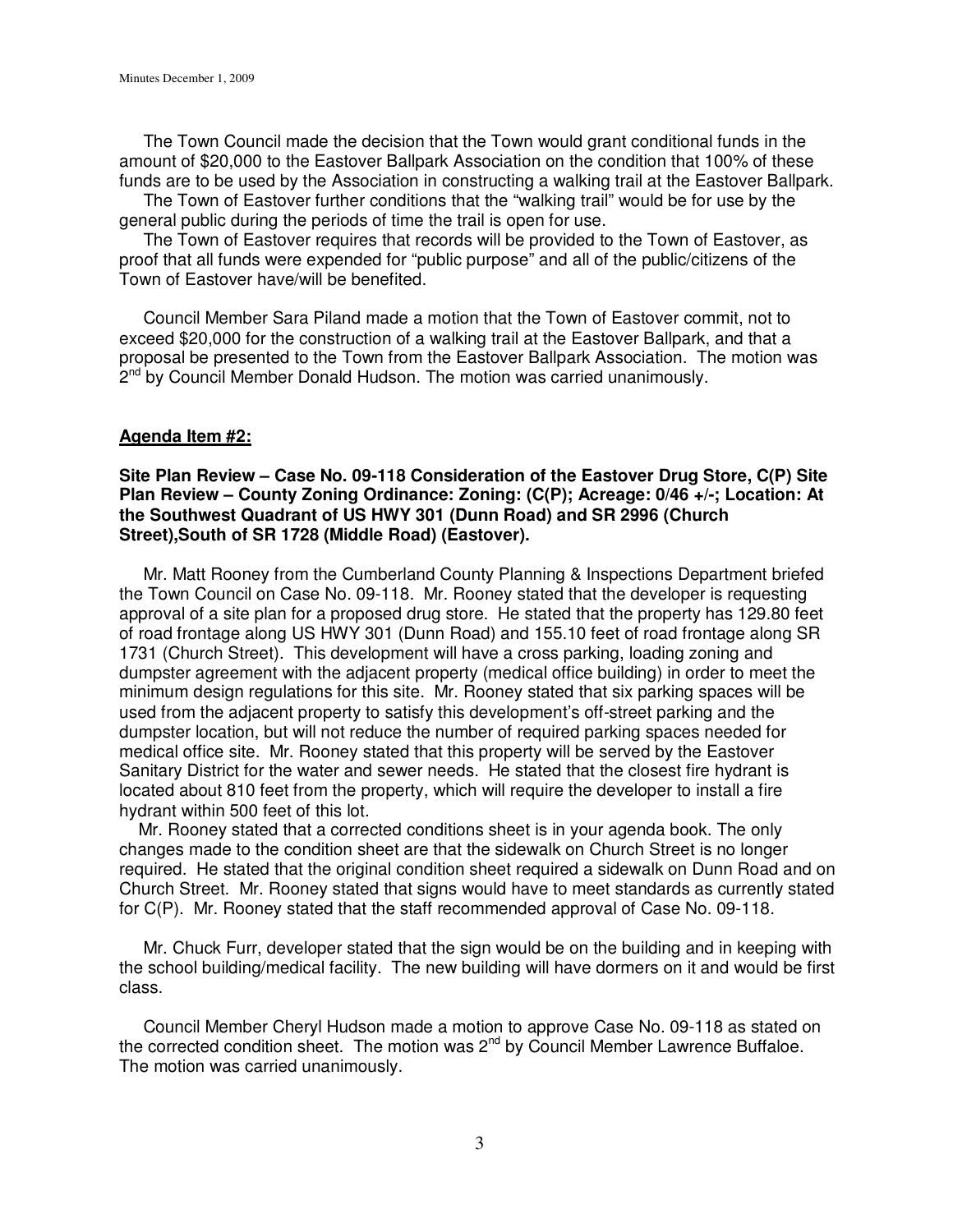The Town Council made the decision that the Town would grant conditional funds in the amount of $20,000 to the Eastover Ballpark Association on the condition that 100% of these funds are to be used by the Association in constructing a walking trail at the Eastover Ballpark.

The Town of Eastover further conditions that the "walking trail" would be for use by the general public during the periods of time the trail is open for use.

The Town of Eastover requires that records will be provided to the Town of Eastover, as proof that all funds were expended for "public purpose" and all of the public/citizens of the Town of Eastover have/will be benefited.

Council Member Sara Piland made a motion that the Town of Eastover commit, not to exceed $20,000 for the construction of a walking trail at the Eastover Ballpark, and that a proposal be presented to the Town from the Eastover Ballpark Association. The motion was 2nd by Council Member Donald Hudson. The motion was carried unanimously.

**Agenda Item #2:**

**Site Plan Review – Case No. 09-118 Consideration of the Eastover Drug Store, C(P) Site Plan Review – County Zoning Ordinance: Zoning: (C(P); Acreage: 0/46 +/-; Location: At the Southwest Quadrant of US HWY 301 (Dunn Road) and SR 2996 (Church Street),South of SR 1728 (Middle Road) (Eastover).**

Mr. Matt Rooney from the Cumberland County Planning & Inspections Department briefed the Town Council on Case No. 09-118. Mr. Rooney stated that the developer is requesting approval of a site plan for a proposed drug store. He stated that the property has 129.80 feet of road frontage along US HWY 301 (Dunn Road) and 155.10 feet of road frontage along SR 1731 (Church Street). This development will have a cross parking, loading zoning and dumpster agreement with the adjacent property (medical office building) in order to meet the minimum design regulations for this site. Mr. Rooney stated that six parking spaces will be used from the adjacent property to satisfy this development's off-street parking and the dumpster location, but will not reduce the number of required parking spaces needed for medical office site. Mr. Rooney stated that this property will be served by the Eastover Sanitary District for the water and sewer needs. He stated that the closest fire hydrant is located about 810 feet from the property, which will require the developer to install a fire hydrant within 500 feet of this lot.

Mr. Rooney stated that a corrected conditions sheet is in your agenda book. The only changes made to the condition sheet are that the sidewalk on Church Street is no longer required. He stated that the original condition sheet required a sidewalk on Dunn Road and on Church Street. Mr. Rooney stated that signs would have to meet standards as currently stated for C(P). Mr. Rooney stated that the staff recommended approval of Case No. 09-118.

Mr. Chuck Furr, developer stated that the sign would be on the building and in keeping with the school building/medical facility. The new building will have dormers on it and would be first class.

Council Member Cheryl Hudson made a motion to approve Case No. 09-118 as stated on the corrected condition sheet. The motion was 2nd by Council Member Lawrence Buffaloe. The motion was carried unanimously.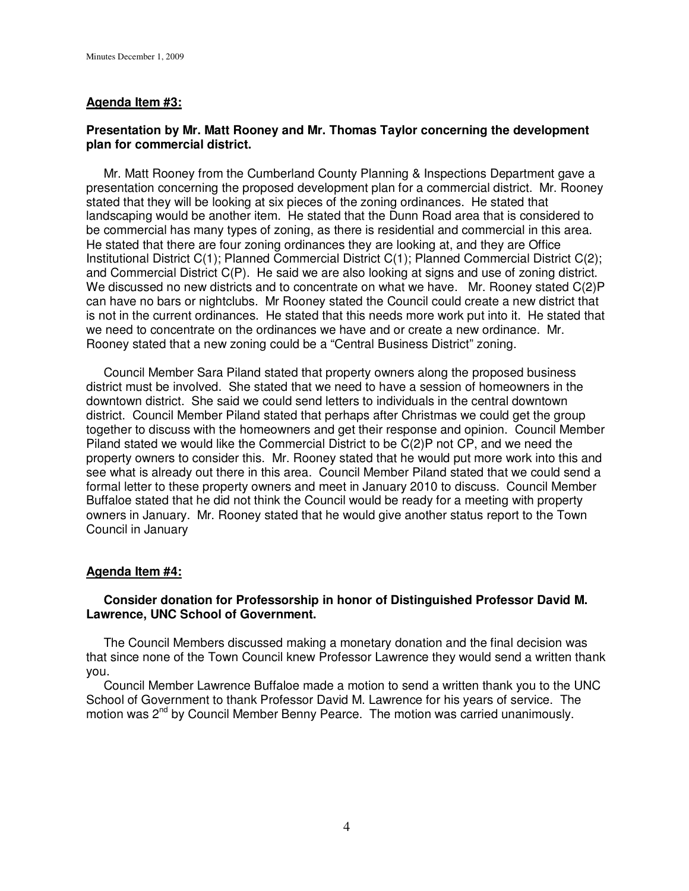**Agenda Item #3:**

**Presentation by Mr. Matt Rooney and Mr. Thomas Taylor concerning the development plan for commercial district.**

Mr. Matt Rooney from the Cumberland County Planning & Inspections Department gave a presentation concerning the proposed development plan for a commercial district. Mr. Rooney stated that they will be looking at six pieces of the zoning ordinances. He stated that landscaping would be another item. He stated that the Dunn Road area that is considered to be commercial has many types of zoning, as there is residential and commercial in this area. He stated that there are four zoning ordinances they are looking at, and they are Office Institutional District C(1); Planned Commercial District C(1); Planned Commercial District C(2); and Commercial District C(P). He said we are also looking at signs and use of zoning district. We discussed no new districts and to concentrate on what we have. Mr. Rooney stated C(2)P can have no bars or nightclubs. Mr Rooney stated the Council could create a new district that is not in the current ordinances. He stated that this needs more work put into it. He stated that we need to concentrate on the ordinances we have and or create a new ordinance. Mr. Rooney stated that a new zoning could be a "Central Business District" zoning.

Council Member Sara Piland stated that property owners along the proposed business district must be involved. She stated that we need to have a session of homeowners in the downtown district. She said we could send letters to individuals in the central downtown district. Council Member Piland stated that perhaps after Christmas we could get the group together to discuss with the homeowners and get their response and opinion. Council Member Piland stated we would like the Commercial District to be C(2)P not CP, and we need the property owners to consider this. Mr. Rooney stated that he would put more work into this and see what is already out there in this area. Council Member Piland stated that we could send a formal letter to these property owners and meet in January 2010 to discuss. Council Member Buffaloe stated that he did not think the Council would be ready for a meeting with property owners in January. Mr. Rooney stated that he would give another status report to the Town Council in January

**Agenda Item #4:**

**Consider donation for Professorship in honor of Distinguished Professor David M. Lawrence, UNC School of Government.**

The Council Members discussed making a monetary donation and the final decision was that since none of the Town Council knew Professor Lawrence they would send a written thank you.

Council Member Lawrence Buffaloe made a motion to send a written thank you to the UNC School of Government to thank Professor David M. Lawrence for his years of service. The motion was 2nd by Council Member Benny Pearce. The motion was carried unanimously.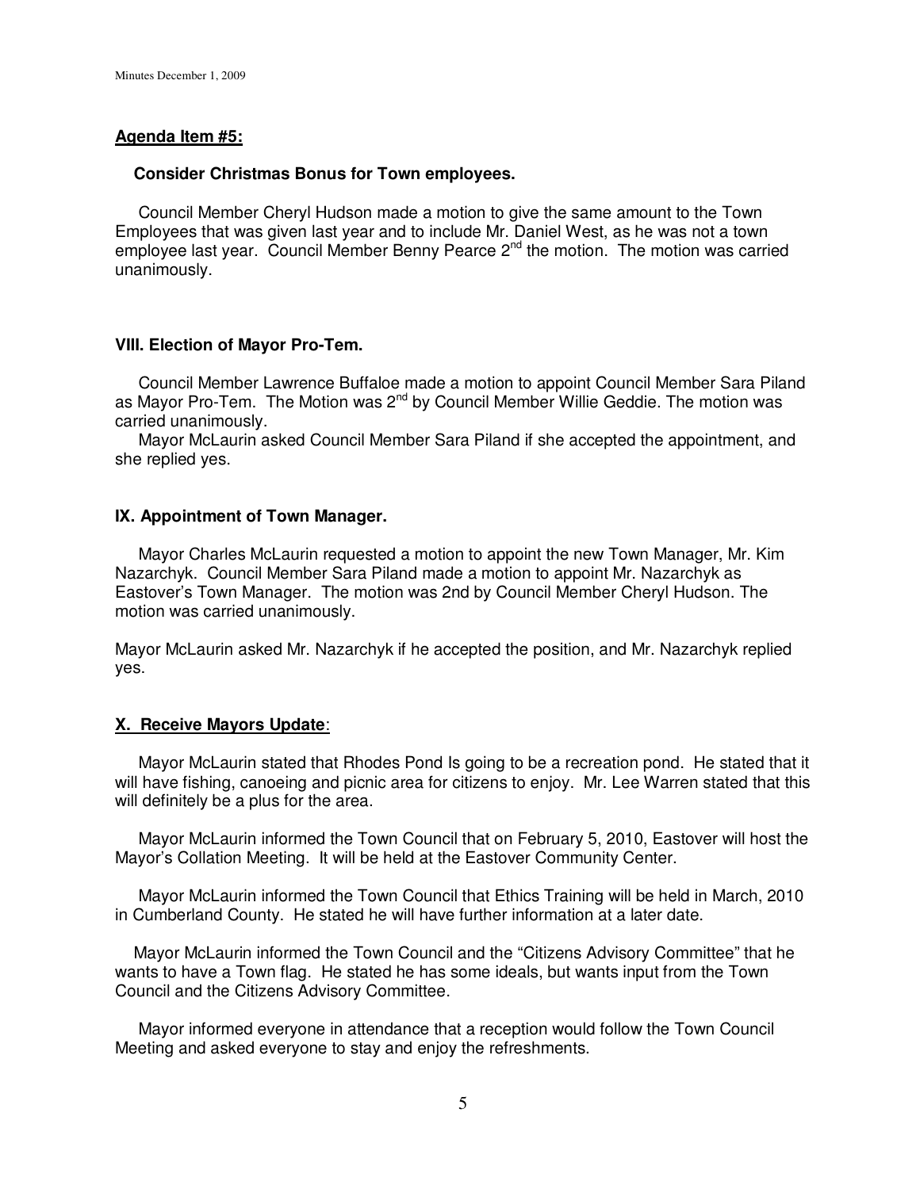**Agenda Item #5:**

**Consider Christmas Bonus for Town employees.**

Council Member Cheryl Hudson made a motion to give the same amount to the Town Employees that was given last year and to include Mr. Daniel West, as he was not a town employee last year. Council Member Benny Pearce 2nd the motion. The motion was carried unanimously.

**VIII. Election of Mayor Pro-Tem.**

Council Member Lawrence Buffaloe made a motion to appoint Council Member Sara Piland as Mayor Pro-Tem. The Motion was 2nd by Council Member Willie Geddie. The motion was carried unanimously.

Mayor McLaurin asked Council Member Sara Piland if she accepted the appointment, and she replied yes.

**IX. Appointment of Town Manager.**

Mayor Charles McLaurin requested a motion to appoint the new Town Manager, Mr. Kim Nazarchyk. Council Member Sara Piland made a motion to appoint Mr. Nazarchyk as Eastover's Town Manager. The motion was 2nd by Council Member Cheryl Hudson. The motion was carried unanimously.

Mayor McLaurin asked Mr. Nazarchyk if he accepted the position, and Mr. Nazarchyk replied yes.

**X. Receive Mayors Update:**

Mayor McLaurin stated that Rhodes Pond Is going to be a recreation pond. He stated that it will have fishing, canoeing and picnic area for citizens to enjoy. Mr. Lee Warren stated that this will definitely be a plus for the area.

Mayor McLaurin informed the Town Council that on February 5, 2010, Eastover will host the Mayor's Collation Meeting. It will be held at the Eastover Community Center.

Mayor McLaurin informed the Town Council that Ethics Training will be held in March, 2010 in Cumberland County. He stated he will have further information at a later date.

Mayor McLaurin informed the Town Council and the "Citizens Advisory Committee" that he wants to have a Town flag. He stated he has some ideals, but wants input from the Town Council and the Citizens Advisory Committee.

Mayor informed everyone in attendance that a reception would follow the Town Council Meeting and asked everyone to stay and enjoy the refreshments.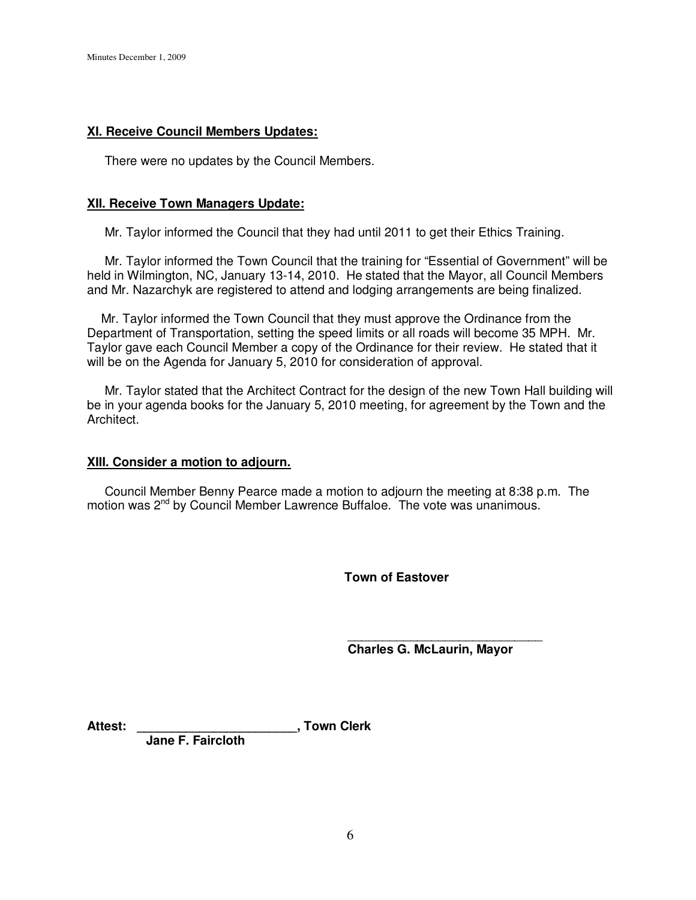**XI. Receive Council Members Updates:**

There were no updates by the Council Members.

**XII. Receive Town Managers Update:**

Mr. Taylor informed the Council that they had until 2011 to get their Ethics Training.

Mr. Taylor informed the Town Council that the training for "Essential of Government" will be held in Wilmington, NC, January 13-14, 2010. He stated that the Mayor, all Council Members and Mr. Nazarchyk are registered to attend and lodging arrangements are being finalized.

Mr. Taylor informed the Town Council that they must approve the Ordinance from the Department of Transportation, setting the speed limits or all roads will become 35 MPH. Mr. Taylor gave each Council Member a copy of the Ordinance for their review. He stated that it will be on the Agenda for January 5, 2010 for consideration of approval.

Mr. Taylor stated that the Architect Contract for the design of the new Town Hall building will be in your agenda books for the January 5, 2010 meeting, for agreement by the Town and the Architect.

**XIII. Consider a motion to adjourn.**

Council Member Benny Pearce made a motion to adjourn the meeting at 8:38 p.m. The motion was 2nd by Council Member Lawrence Buffaloe. The vote was unanimous.

**Town of Eastover**

\_\_\_\_\_\_\_\_\_\_\_\_\_\_\_\_\_\_\_\_\_\_\_\_\_\_\_\_\_\_
**Charles G. McLaurin, Mayor**

**Attest: \_\_\_\_\_\_\_\_\_\_\_\_\_\_\_\_\_\_\_\_\_\_\_\_, Town Clerk**
**Jane F. Faircloth**